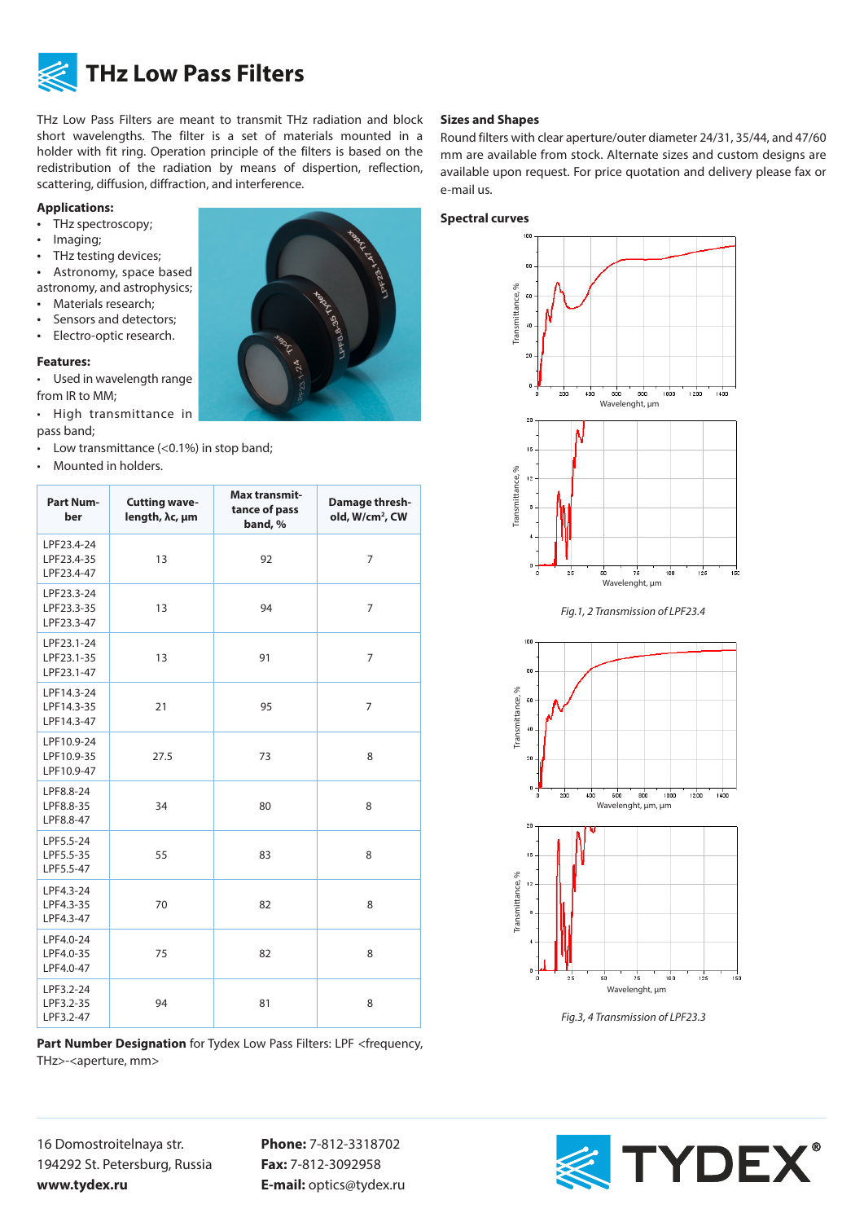# THz Low Pass Filters

THz Low Pass Filters are meant to transmit THz radiation and block short wavelengths. The filter is a set of materials mounted in a holder with fit ring. Operation principle of the filters is based on the redistribution of the radiation by means of dispertion, reflection, scattering, diffusion, diffraction, and interference.

**Applications:**

- THz spectroscopy;
- Imaging;
- THz testing devices;
- Astronomy, space based astronomy, and astrophysics;
- Materials research;
- Sensors and detectors;
- Electro-optic research.

**Features:**

- Used in wavelength range from IR to MM;
- High transmittance in pass band;
- Low transmittance (<0.1%) in stop band;
- Mounted in holders.

| Part Number | Cutting wavelength, λc, μm | Max transmittance of pass band, % | Damage threshold, W/cm², CW |
|---|---|---|---|
| LPF23.4-24<br>LPF23.4-35<br>LPF23.4-47 | 13 | 92 | 7 |
| LPF23.3-24<br>LPF23.3-35<br>LPF23.3-47 | 13 | 94 | 7 |
| LPF23.1-24<br>LPF23.1-35<br>LPF23.1-47 | 13 | 91 | 7 |
| LPF14.3-24<br>LPF14.3-35<br>LPF14.3-47 | 21 | 95 | 7 |
| LPF10.9-24<br>LPF10.9-35<br>LPF10.9-47 | 27.5 | 73 | 8 |
| LPF8.8-24<br>LPF8.8-35<br>LPF8.8-47 | 34 | 80 | 8 |
| LPF5.5-24<br>LPF5.5-35<br>LPF5.5-47 | 55 | 83 | 8 |
| LPF4.3-24<br>LPF4.3-35<br>LPF4.3-47 | 70 | 82 | 8 |
| LPF4.0-24<br>LPF4.0-35<br>LPF4.0-47 | 75 | 82 | 8 |
| LPF3.2-24<br>LPF3.2-35<br>LPF3.2-47 | 94 | 81 | 8 |

**Part Number Designation** for Tydex Low Pass Filters: LPF <frequency, THz>-<aperture, mm>

**Sizes and Shapes**

Round filters with clear aperture/outer diameter 24/31, 35/44, and 47/60 mm are available from stock. Alternate sizes and custom designs are available upon request. For price quotation and delivery please fax or e-mail us.

**Spectral curves**

*Fig.1, 2 Transmission of LPF23.4*

*Fig.3, 4 Transmission of LPF23.3*

16 Domostroitelnaya str.
194292 St. Petersburg, Russia
**www.tydex.ru**

**Phone:** 7-812-3318702
**Fax:** 7-812-3092958
**E-mail:** optics@tydex.ru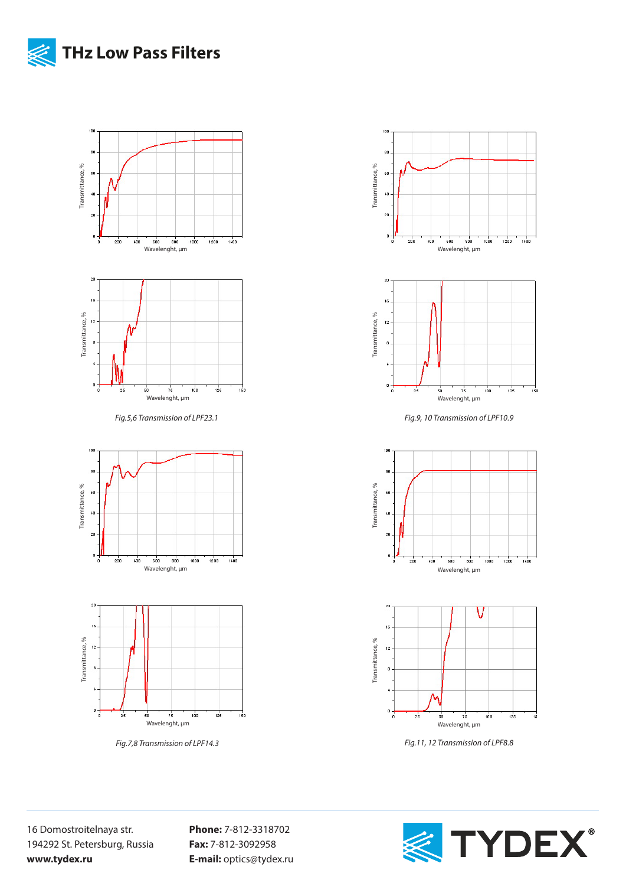# THz Low Pass Filters

*Fig.5,6 Transmission of LPF23.1*

*Fig.9, 10 Transmission of LPF10.9*

*Fig.7,8 Transmission of LPF14.3*

*Fig.11, 12 Transmission of LPF8.8*

16 Domostroitelnaya str.
194292 St. Petersburg, Russia
**www.tydex.ru**

**Phone:** 7-812-3318702
**Fax:** 7-812-3092958
**E-mail:** optics@tydex.ru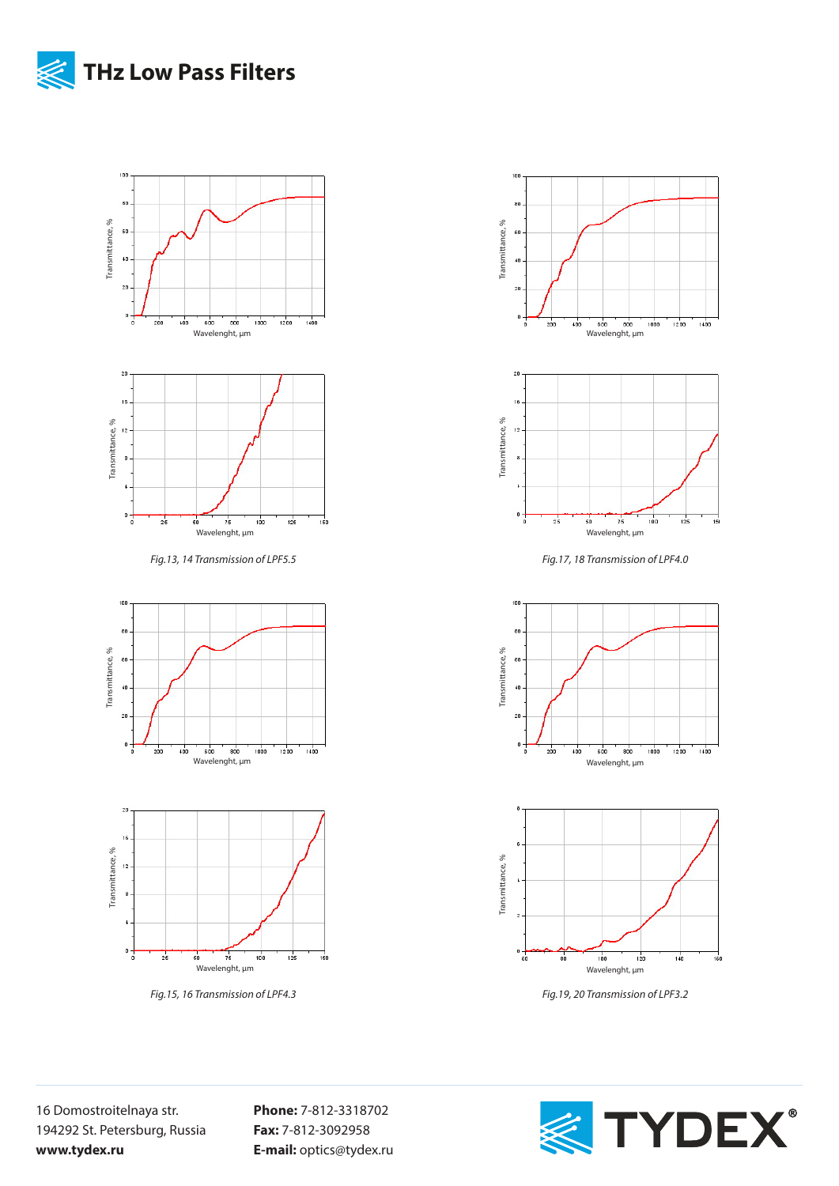# THz Low Pass Filters

Transmittance, %

Wavelenght, μm

Transmittance, %

Wavelenght, μm

*Fig.13, 14 Transmission of LPF5.5*

Transmittance, %

Wavelenght, μm

Transmittance, %

Wavelenght, μm

*Fig.17, 18 Transmission of LPF4.0*

Transmittance, %

Wavelenght, μm

Transmittance, %

Wavelenght, μm

*Fig.15, 16 Transmission of LPF4.3*

Transmittance, %

Wavelenght, μm

Transmittance, %

Wavelenght, μm

*Fig.19, 20 Transmission of LPF3.2*

16 Domostroitelnaya str.
194292 St. Petersburg, Russia
**www.tydex.ru**

**Phone:** 7-812-3318702
**Fax:** 7-812-3092958
**E-mail:** optics@tydex.ru

TYDEX®